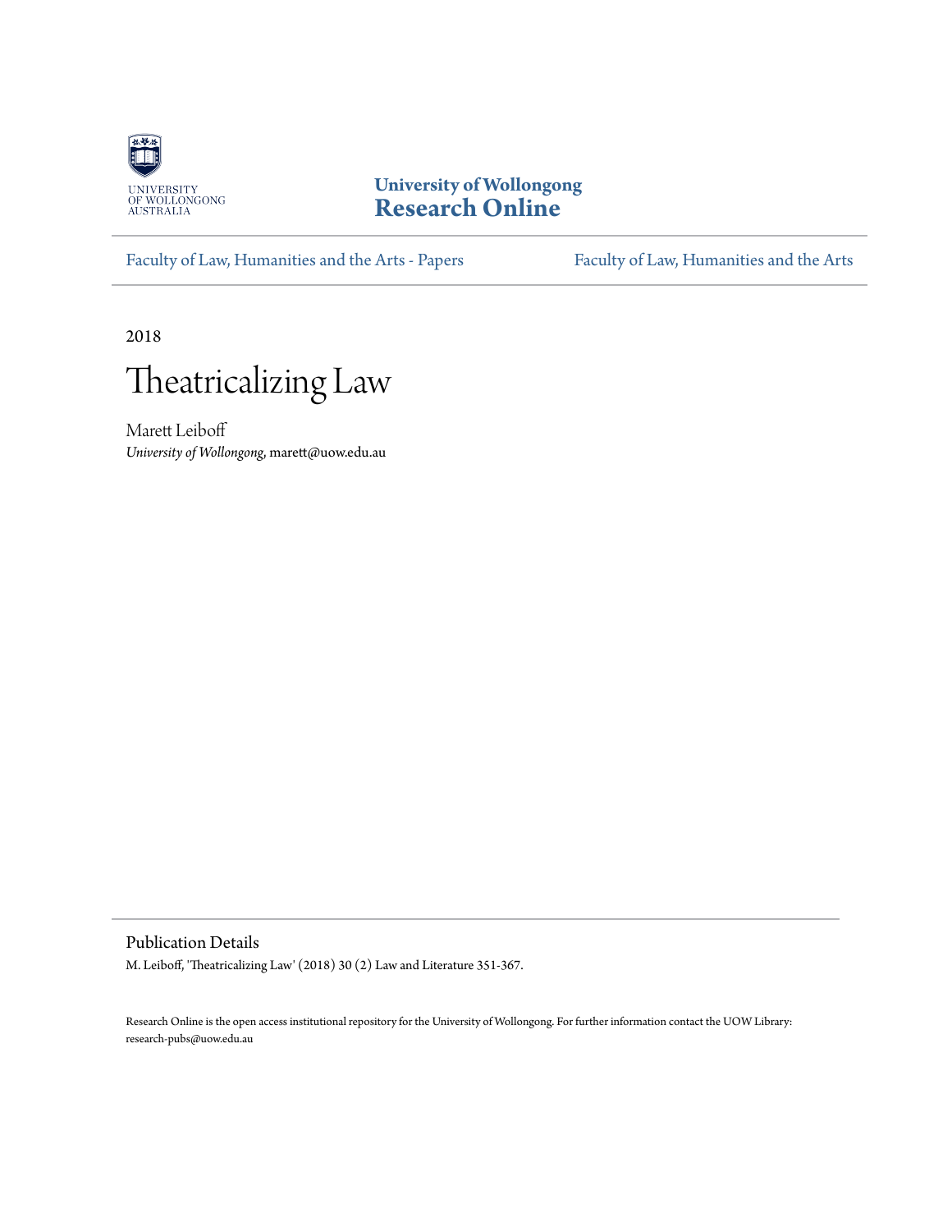UNIVERSITY OF WOLLONGONG AUSTRALIA

**University of Wollongong**
**Research Online**

Faculty of Law, Humanities and the Arts - Papers | Faculty of Law, Humanities and the Arts

2018

# Theatricalizing Law

Marett Leiboff
*University of Wollongong*, marett@uow.edu.au

## Publication Details

M. Leiboff, 'Theatricalizing Law' (2018) 30 (2) Law and Literature 351-367.

Research Online is the open access institutional repository for the University of Wollongong. For further information contact the UOW Library: research-pubs@uow.edu.au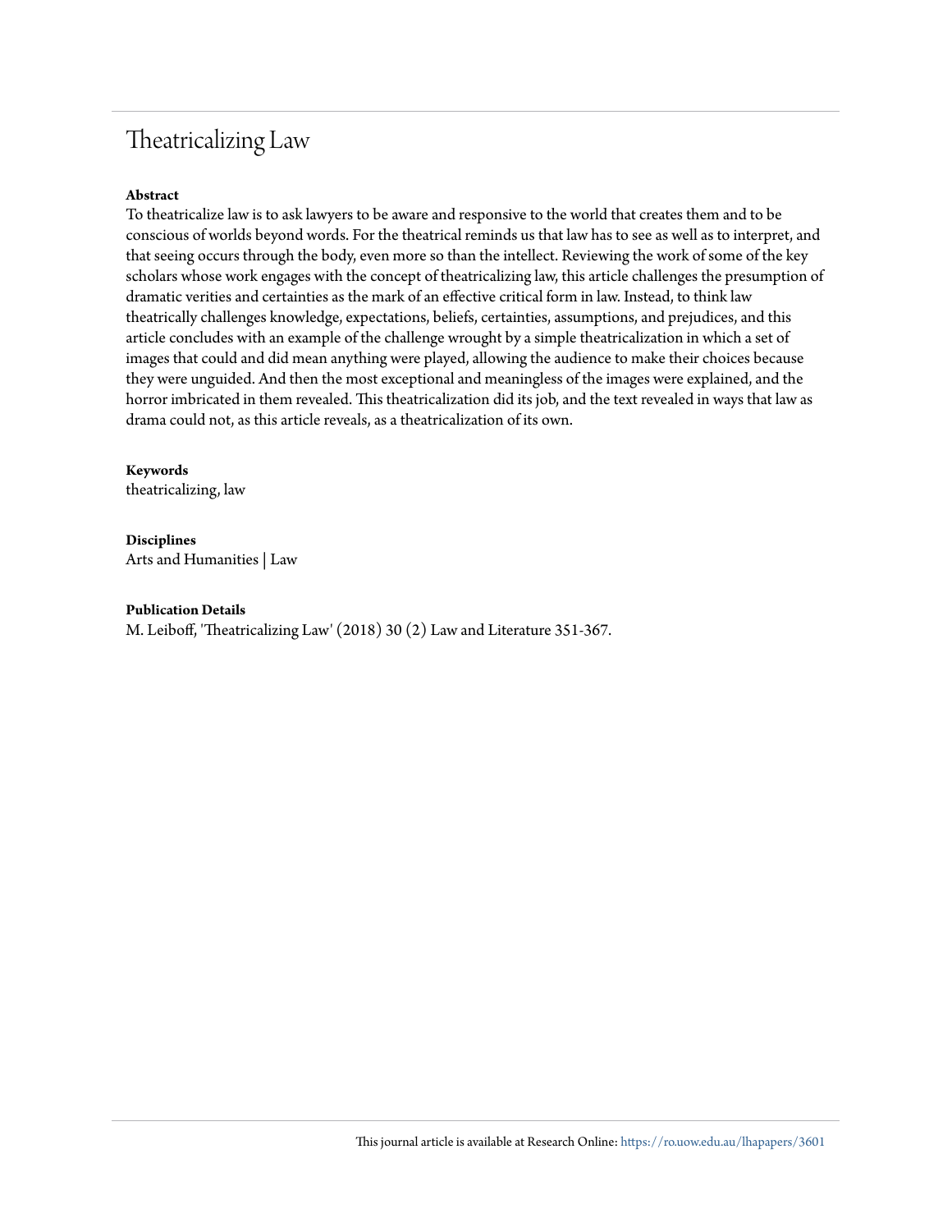# Theatricalizing Law

**Abstract**

To theatricalize law is to ask lawyers to be aware and responsive to the world that creates them and to be conscious of worlds beyond words. For the theatrical reminds us that law has to see as well as to interpret, and that seeing occurs through the body, even more so than the intellect. Reviewing the work of some of the key scholars whose work engages with the concept of theatricalizing law, this article challenges the presumption of dramatic verities and certainties as the mark of an effective critical form in law. Instead, to think law theatrically challenges knowledge, expectations, beliefs, certainties, assumptions, and prejudices, and this article concludes with an example of the challenge wrought by a simple theatricalization in which a set of images that could and did mean anything were played, allowing the audience to make their choices because they were unguided. And then the most exceptional and meaningless of the images were explained, and the horror imbricated in them revealed. This theatricalization did its job, and the text revealed in ways that law as drama could not, as this article reveals, as a theatricalization of its own.

**Keywords**

theatricalizing, law

**Disciplines**

Arts and Humanities | Law

**Publication Details**

M. Leiboff, 'Theatricalizing Law' (2018) 30 (2) Law and Literature 351-367.

This journal article is available at Research Online: https://ro.uow.edu.au/lhapapers/3601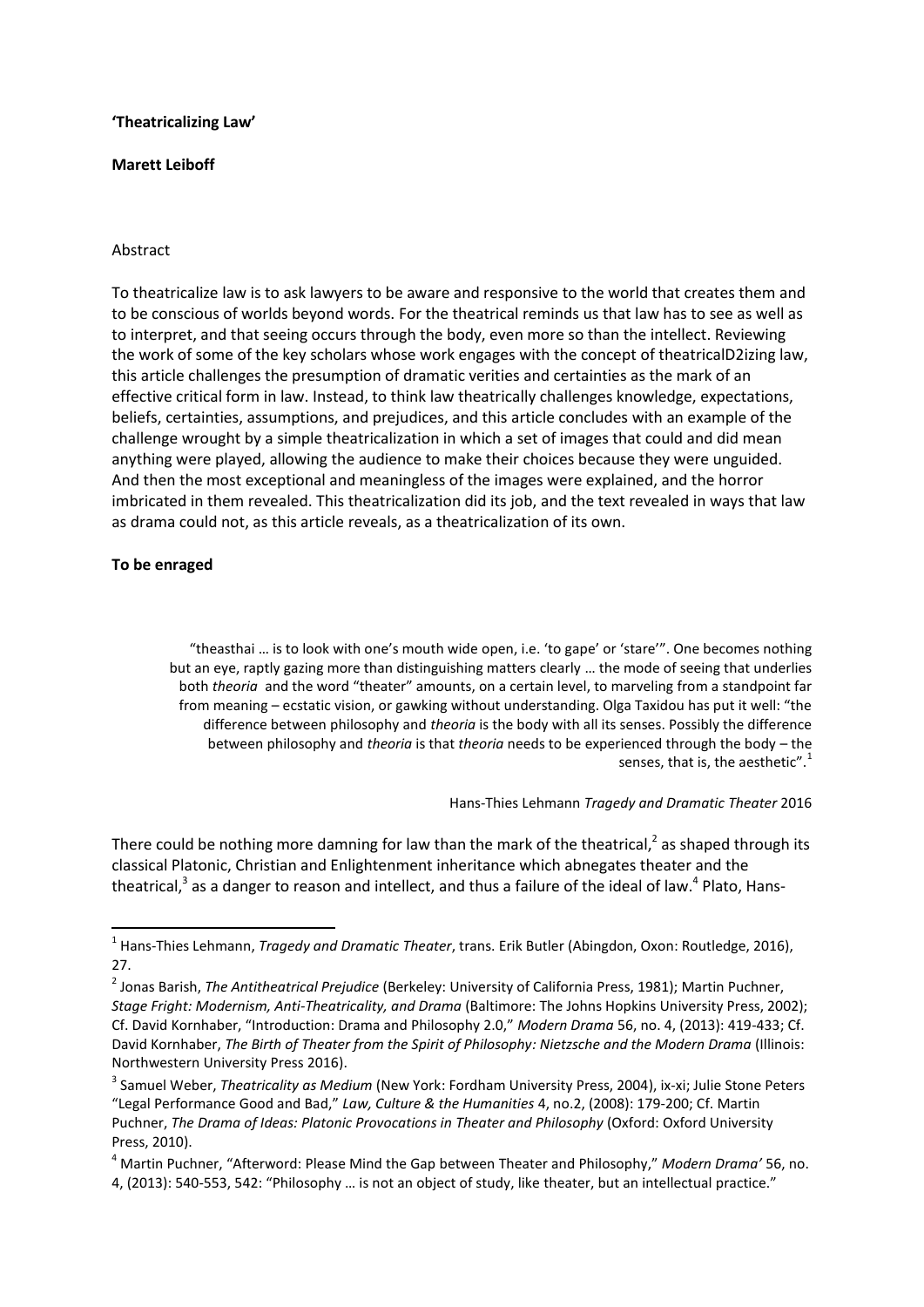**'Theatricalizing Law'**

**Marett Leiboff**

Abstract

To theatricalize law is to ask lawyers to be aware and responsive to the world that creates them and to be conscious of worlds beyond words. For the theatrical reminds us that law has to see as well as to interpret, and that seeing occurs through the body, even more so than the intellect. Reviewing the work of some of the key scholars whose work engages with the concept of theatricalD2izing law, this article challenges the presumption of dramatic verities and certainties as the mark of an effective critical form in law. Instead, to think law theatrically challenges knowledge, expectations, beliefs, certainties, assumptions, and prejudices, and this article concludes with an example of the challenge wrought by a simple theatricalization in which a set of images that could and did mean anything were played, allowing the audience to make their choices because they were unguided. And then the most exceptional and meaningless of the images were explained, and the horror imbricated in them revealed. This theatricalization did its job, and the text revealed in ways that law as drama could not, as this article reveals, as a theatricalization of its own.

**To be enraged**

> "theasthai … is to look with one's mouth wide open, i.e. 'to gape' or 'stare'". One becomes nothing but an eye, raptly gazing more than distinguishing matters clearly … the mode of seeing that underlies both *theoria* and the word "theater" amounts, on a certain level, to marveling from a standpoint far from meaning – ecstatic vision, or gawking without understanding. Olga Taxidou has put it well: "the difference between philosophy and *theoria* is the body with all its senses. Possibly the difference between philosophy and *theoria* is that *theoria* needs to be experienced through the body – the senses, that is, the aesthetic".[1]
>
> Hans-Thies Lehmann *Tragedy and Dramatic Theater* 2016

There could be nothing more damning for law than the mark of the theatrical,[2] as shaped through its classical Platonic, Christian and Enlightenment inheritance which abnegates theater and the theatrical,[3] as a danger to reason and intellect, and thus a failure of the ideal of law.[4] Plato, Hans-

---

[1] Hans-Thies Lehmann, *Tragedy and Dramatic Theater*, trans. Erik Butler (Abingdon, Oxon: Routledge, 2016), 27.

[2] Jonas Barish, *The Antitheatrical Prejudice* (Berkeley: University of California Press, 1981); Martin Puchner, *Stage Fright: Modernism, Anti-Theatricality, and Drama* (Baltimore: The Johns Hopkins University Press, 2002); Cf. David Kornhaber, "Introduction: Drama and Philosophy 2.0," *Modern Drama* 56, no. 4, (2013): 419-433; Cf. David Kornhaber, *The Birth of Theater from the Spirit of Philosophy: Nietzsche and the Modern Drama* (Illinois: Northwestern University Press 2016).

[3] Samuel Weber, *Theatricality as Medium* (New York: Fordham University Press, 2004), ix-xi; Julie Stone Peters "Legal Performance Good and Bad," *Law, Culture & the Humanities* 4, no.2, (2008): 179-200; Cf. Martin Puchner, *The Drama of Ideas: Platonic Provocations in Theater and Philosophy* (Oxford: Oxford University Press, 2010).

[4] Martin Puchner, "Afterword: Please Mind the Gap between Theater and Philosophy," *Modern Drama'* 56, no. 4, (2013): 540-553, 542: "Philosophy … is not an object of study, like theater, but an intellectual practice."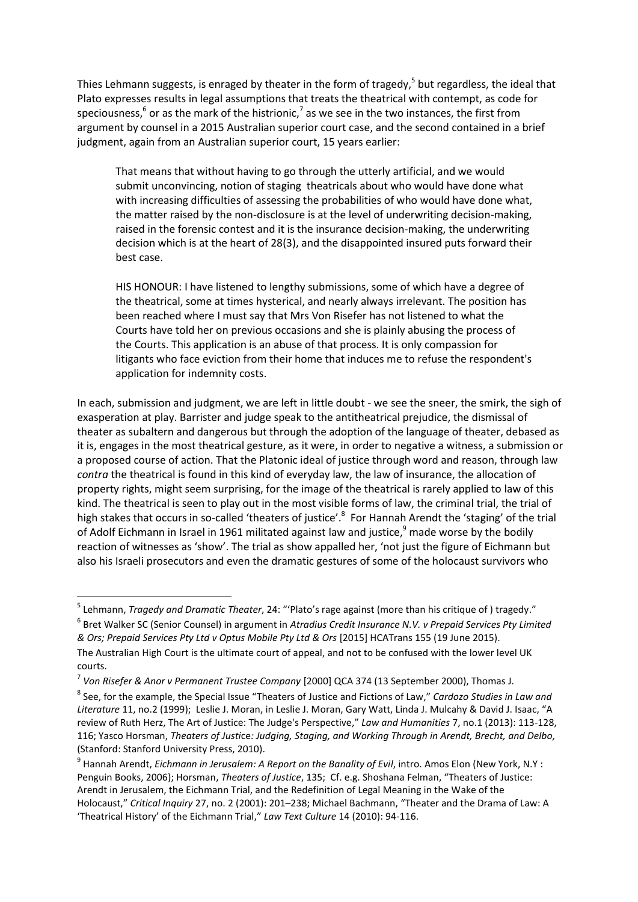Thies Lehmann suggests, is enraged by theater in the form of tragedy,[5] but regardless, the ideal that Plato expresses results in legal assumptions that treats the theatrical with contempt, as code for speciousness,[6] or as the mark of the histrionic,[7] as we see in the two instances, the first from argument by counsel in a 2015 Australian superior court case, and the second contained in a brief judgment, again from an Australian superior court, 15 years earlier:

> That means that without having to go through the utterly artificial, and we would submit unconvincing, notion of staging theatricals about who would have done what with increasing difficulties of assessing the probabilities of who would have done what, the matter raised by the non-disclosure is at the level of underwriting decision-making, raised in the forensic contest and it is the insurance decision-making, the underwriting decision which is at the heart of 28(3), and the disappointed insured puts forward their best case.
>
> HIS HONOUR: I have listened to lengthy submissions, some of which have a degree of the theatrical, some at times hysterical, and nearly always irrelevant. The position has been reached where I must say that Mrs Von Risefer has not listened to what the Courts have told her on previous occasions and she is plainly abusing the process of the Courts. This application is an abuse of that process. It is only compassion for litigants who face eviction from their home that induces me to refuse the respondent's application for indemnity costs.

In each, submission and judgment, we are left in little doubt - we see the sneer, the smirk, the sigh of exasperation at play. Barrister and judge speak to the antitheatrical prejudice, the dismissal of theater as subaltern and dangerous but through the adoption of the language of theater, debased as it is, engages in the most theatrical gesture, as it were, in order to negative a witness, a submission or a proposed course of action. That the Platonic ideal of justice through word and reason, through law *contra* the theatrical is found in this kind of everyday law, the law of insurance, the allocation of property rights, might seem surprising, for the image of the theatrical is rarely applied to law of this kind. The theatrical is seen to play out in the most visible forms of law, the criminal trial, the trial of high stakes that occurs in so-called 'theaters of justice'.[8] For Hannah Arendt the 'staging' of the trial of Adolf Eichmann in Israel in 1961 militated against law and justice,[9] made worse by the bodily reaction of witnesses as 'show'. The trial as show appalled her, 'not just the figure of Eichmann but also his Israeli prosecutors and even the dramatic gestures of some of the holocaust survivors who

---

[5] Lehmann, *Tragedy and Dramatic Theater*, 24: "'Plato's rage against (more than his critique of ) tragedy."

[6] Bret Walker SC (Senior Counsel) in argument in *Atradius Credit Insurance N.V. v Prepaid Services Pty Limited & Ors; Prepaid Services Pty Ltd v Optus Mobile Pty Ltd & Ors* [2015] HCATrans 155 (19 June 2015). The Australian High Court is the ultimate court of appeal, and not to be confused with the lower level UK courts.

[7] *Von Risefer & Anor v Permanent Trustee Company* [2000] QCA 374 (13 September 2000), Thomas J.

[8] See, for the example, the Special Issue "Theaters of Justice and Fictions of Law," *Cardozo Studies in Law and Literature* 11, no.2 (1999); Leslie J. Moran, in Leslie J. Moran, Gary Watt, Linda J. Mulcahy & David J. Isaac, "A review of Ruth Herz, The Art of Justice: The Judge's Perspective," *Law and Humanities* 7, no.1 (2013): 113-128, 116; Yasco Horsman, *Theaters of Justice: Judging, Staging, and Working Through in Arendt, Brecht, and Delbo*, (Stanford: Stanford University Press, 2010).

[9] Hannah Arendt, *Eichmann in Jerusalem: A Report on the Banality of Evil*, intro. Amos Elon (New York, N.Y : Penguin Books, 2006); Horsman, *Theaters of Justice*, 135; Cf. e.g. Shoshana Felman, "Theaters of Justice: Arendt in Jerusalem, the Eichmann Trial, and the Redefinition of Legal Meaning in the Wake of the Holocaust," *Critical Inquiry* 27, no. 2 (2001): 201–238; Michael Bachmann, "Theater and the Drama of Law: A 'Theatrical History' of the Eichmann Trial," *Law Text Culture* 14 (2010): 94-116.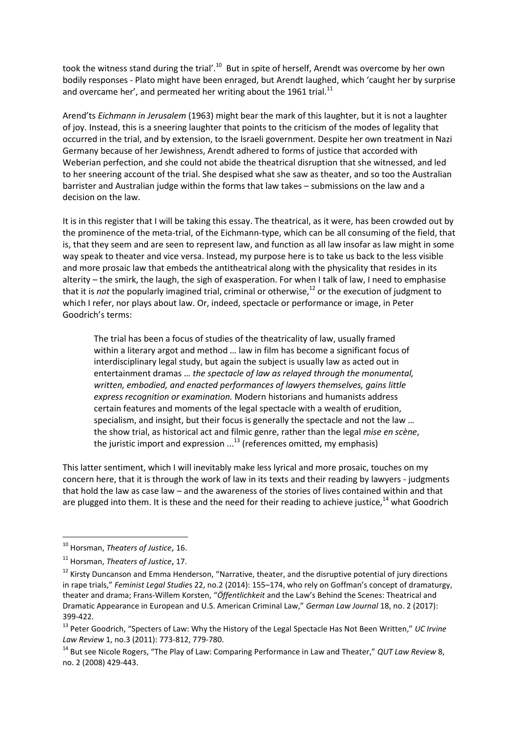took the witness stand during the trial'.[10] But in spite of herself, Arendt was overcome by her own bodily responses - Plato might have been enraged, but Arendt laughed, which 'caught her by surprise and overcame her', and permeated her writing about the 1961 trial.[11]

Arend'ts *Eichmann in Jerusalem* (1963) might bear the mark of this laughter, but it is not a laughter of joy. Instead, this is a sneering laughter that points to the criticism of the modes of legality that occurred in the trial, and by extension, to the Israeli government. Despite her own treatment in Nazi Germany because of her Jewishness, Arendt adhered to forms of justice that accorded with Weberian perfection, and she could not abide the theatrical disruption that she witnessed, and led to her sneering account of the trial. She despised what she saw as theater, and so too the Australian barrister and Australian judge within the forms that law takes – submissions on the law and a decision on the law.

It is in this register that I will be taking this essay. The theatrical, as it were, has been crowded out by the prominence of the meta-trial, of the Eichmann-type, which can be all consuming of the field, that is, that they seem and are seen to represent law, and function as all law insofar as law might in some way speak to theater and vice versa. Instead, my purpose here is to take us back to the less visible and more prosaic law that embeds the antitheatrical along with the physicality that resides in its alterity – the smirk, the laugh, the sigh of exasperation. For when I talk of law, I need to emphasise that it is *not* the popularly imagined trial, criminal or otherwise,[12] or the execution of judgment to which I refer, nor plays about law. Or, indeed, spectacle or performance or image, in Peter Goodrich's terms:

> The trial has been a focus of studies of the theatricality of law, usually framed within a literary argot and method … law in film has become a significant focus of interdisciplinary legal study, but again the subject is usually law as acted out in entertainment dramas … *the spectacle of law as relayed through the monumental, written, embodied, and enacted performances of lawyers themselves, gains little express recognition or examination.* Modern historians and humanists address certain features and moments of the legal spectacle with a wealth of erudition, specialism, and insight, but their focus is generally the spectacle and not the law … the show trial, as historical act and filmic genre, rather than the legal *mise en scène*, the juristic import and expression ...[13] (references omitted, my emphasis)

This latter sentiment, which I will inevitably make less lyrical and more prosaic, touches on my concern here, that it is through the work of law in its texts and their reading by lawyers - judgments that hold the law as case law – and the awareness of the stories of lives contained within and that are plugged into them. It is these and the need for their reading to achieve justice,[14] what Goodrich

---

[10] Horsman, *Theaters of Justice*, 16.

[11] Horsman, *Theaters of Justice*, 17.

[12] Kirsty Duncanson and Emma Henderson, "Narrative, theater, and the disruptive potential of jury directions in rape trials," *Feminist Legal Studies* 22, no.2 (2014): 155–174, who rely on Goffman's concept of dramaturgy, theater and drama; Frans-Willem Korsten, "*Öffentlichkeit* and the Law's Behind the Scenes: Theatrical and Dramatic Appearance in European and U.S. American Criminal Law," *German Law Journal* 18, no. 2 (2017): 399-422.

[13] Peter Goodrich, "Specters of Law: Why the History of the Legal Spectacle Has Not Been Written," *UC Irvine Law Review* 1, no.3 (2011): 773-812, 779-780.

[14] But see Nicole Rogers, "The Play of Law: Comparing Performance in Law and Theater," *QUT Law Review* 8, no. 2 (2008) 429-443.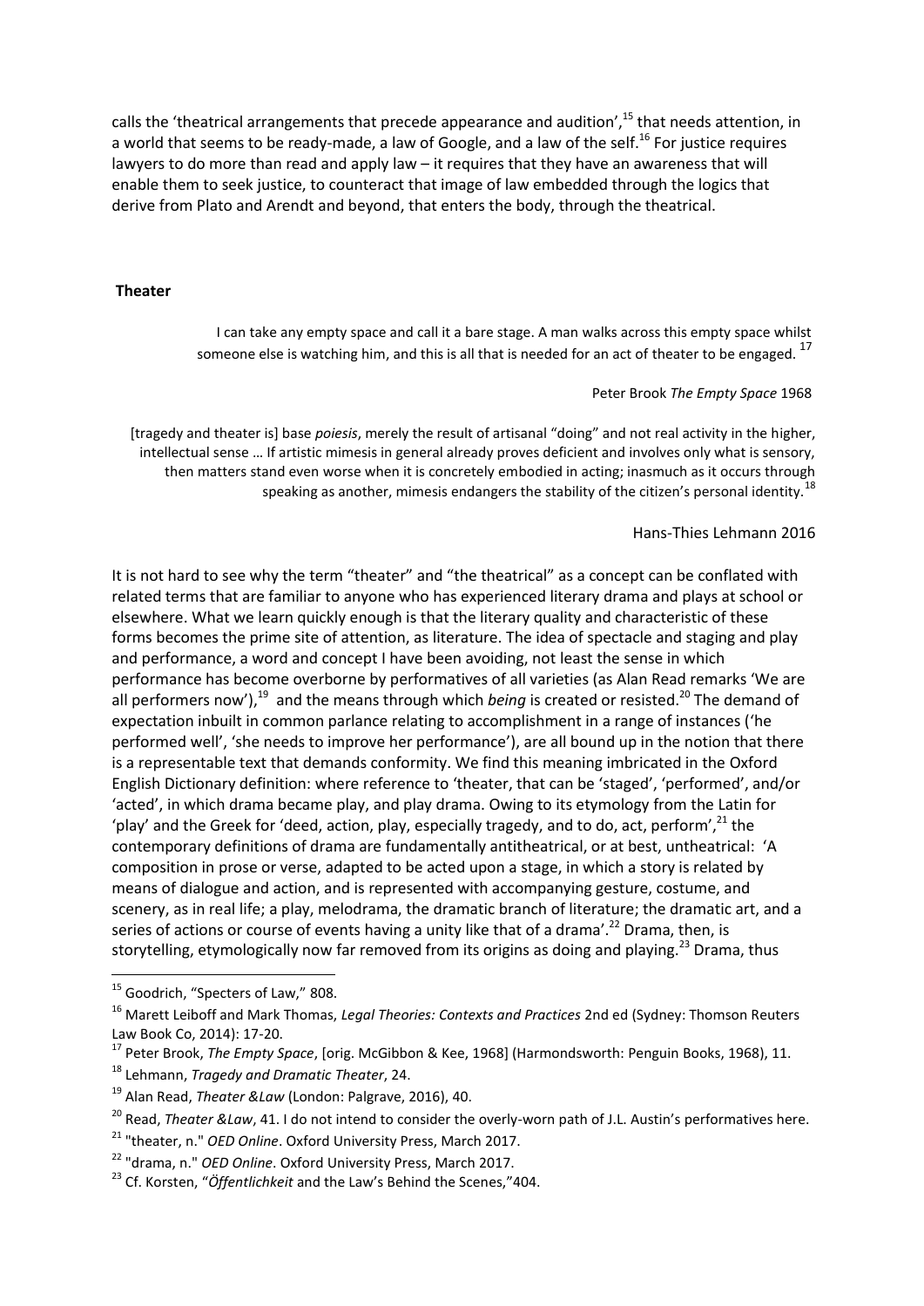calls the 'theatrical arrangements that precede appearance and audition',[15] that needs attention, in a world that seems to be ready-made, a law of Google, and a law of the self.[16] For justice requires lawyers to do more than read and apply law – it requires that they have an awareness that will enable them to seek justice, to counteract that image of law embedded through the logics that derive from Plato and Arendt and beyond, that enters the body, through the theatrical.

## Theater

> I can take any empty space and call it a bare stage. A man walks across this empty space whilst someone else is watching him, and this is all that is needed for an act of theater to be engaged. [17]
>
> Peter Brook *The Empty Space* 1968

> [tragedy and theater is] base *poiesis*, merely the result of artisanal "doing" and not real activity in the higher, intellectual sense … If artistic mimesis in general already proves deficient and involves only what is sensory, then matters stand even worse when it is concretely embodied in acting; inasmuch as it occurs through speaking as another, mimesis endangers the stability of the citizen's personal identity.[18]
>
> Hans-Thies Lehmann 2016

It is not hard to see why the term "theater" and "the theatrical" as a concept can be conflated with related terms that are familiar to anyone who has experienced literary drama and plays at school or elsewhere. What we learn quickly enough is that the literary quality and characteristic of these forms becomes the prime site of attention, as literature. The idea of spectacle and staging and play and performance, a word and concept I have been avoiding, not least the sense in which performance has become overborne by performatives of all varieties (as Alan Read remarks 'We are all performers now'),[19] and the means through which *being* is created or resisted.[20] The demand of expectation inbuilt in common parlance relating to accomplishment in a range of instances ('he performed well', 'she needs to improve her performance'), are all bound up in the notion that there is a representable text that demands conformity. We find this meaning imbricated in the Oxford English Dictionary definition: where reference to 'theater, that can be 'staged', 'performed', and/or 'acted', in which drama became play, and play drama. Owing to its etymology from the Latin for 'play' and the Greek for 'deed, action, play, especially tragedy, and to do, act, perform',[21] the contemporary definitions of drama are fundamentally antitheatrical, or at best, untheatrical: 'A composition in prose or verse, adapted to be acted upon a stage, in which a story is related by means of dialogue and action, and is represented with accompanying gesture, costume, and scenery, as in real life; a play, melodrama, the dramatic branch of literature; the dramatic art, and a series of actions or course of events having a unity like that of a drama'.[22] Drama, then, is storytelling, etymologically now far removed from its origins as doing and playing.[23] Drama, thus

---

[15] Goodrich, "Specters of Law," 808.

[16] Marett Leiboff and Mark Thomas, *Legal Theories: Contexts and Practices* 2nd ed (Sydney: Thomson Reuters Law Book Co, 2014): 17-20.

[17] Peter Brook, *The Empty Space*, [orig. McGibbon & Kee, 1968] (Harmondsworth: Penguin Books, 1968), 11.

[18] Lehmann, *Tragedy and Dramatic Theater*, 24.

[19] Alan Read, *Theater &Law* (London: Palgrave, 2016), 40.

[20] Read, *Theater &Law*, 41. I do not intend to consider the overly-worn path of J.L. Austin's performatives here.

[21] "theater, n." *OED Online*. Oxford University Press, March 2017.

[22] "drama, n." *OED Online*. Oxford University Press, March 2017.

[23] Cf. Korsten, "*Öffentlichkeit* and the Law's Behind the Scenes,"404.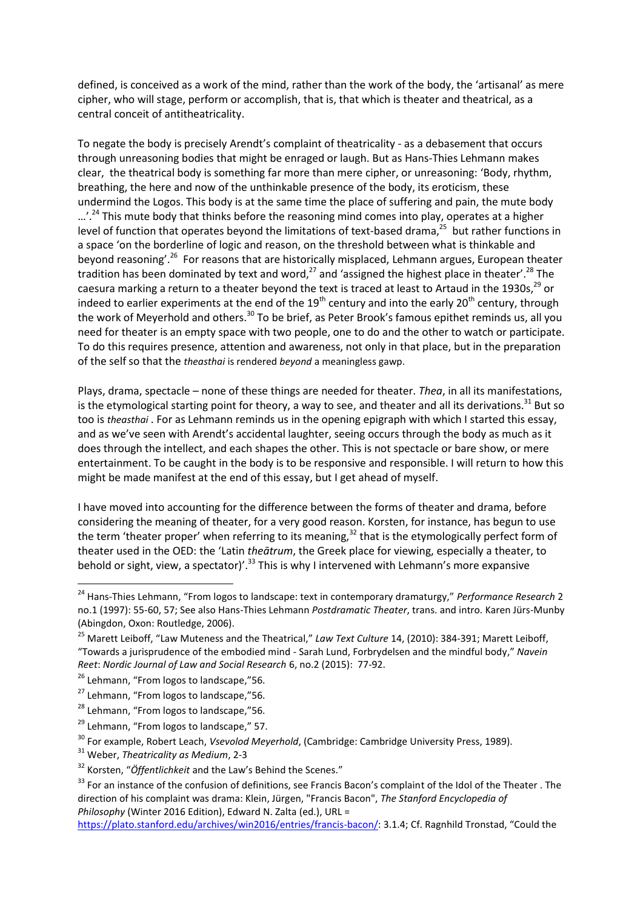defined, is conceived as a work of the mind, rather than the work of the body, the 'artisanal' as mere cipher, who will stage, perform or accomplish, that is, that which is theater and theatrical, as a central conceit of antitheatricality.

To negate the body is precisely Arendt's complaint of theatricality - as a debasement that occurs through unreasoning bodies that might be enraged or laugh. But as Hans-Thies Lehmann makes clear, the theatrical body is something far more than mere cipher, or unreasoning: 'Body, rhythm, breathing, the here and now of the unthinkable presence of the body, its eroticism, these undermind the Logos. This body is at the same time the place of suffering and pain, the mute body …'.[24] This mute body that thinks before the reasoning mind comes into play, operates at a higher level of function that operates beyond the limitations of text-based drama,[25] but rather functions in a space 'on the borderline of logic and reason, on the threshold between what is thinkable and beyond reasoning'.[26] For reasons that are historically misplaced, Lehmann argues, European theater tradition has been dominated by text and word,[27] and 'assigned the highest place in theater'.[28] The caesura marking a return to a theater beyond the text is traced at least to Artaud in the 1930s,[29] or indeed to earlier experiments at the end of the 19th century and into the early 20th century, through the work of Meyerhold and others.[30] To be brief, as Peter Brook's famous epithet reminds us, all you need for theater is an empty space with two people, one to do and the other to watch or participate. To do this requires presence, attention and awareness, not only in that place, but in the preparation of the self so that the *theasthai* is rendered *beyond* a meaningless gawp.

Plays, drama, spectacle – none of these things are needed for theater. *Thea*, in all its manifestations, is the etymological starting point for theory, a way to see, and theater and all its derivations.[31] But so too is *theasthai* . For as Lehmann reminds us in the opening epigraph with which I started this essay, and as we've seen with Arendt's accidental laughter, seeing occurs through the body as much as it does through the intellect, and each shapes the other. This is not spectacle or bare show, or mere entertainment. To be caught in the body is to be responsive and responsible. I will return to how this might be made manifest at the end of this essay, but I get ahead of myself.

I have moved into accounting for the difference between the forms of theater and drama, before considering the meaning of theater, for a very good reason. Korsten, for instance, has begun to use the term 'theater proper' when referring to its meaning,[32] that is the etymologically perfect form of theater used in the OED: the 'Latin *theātrum*, the Greek place for viewing, especially a theater, to behold or sight, view, a spectator)'.[33] This is why I intervened with Lehmann's more expansive

---

[24] Hans-Thies Lehmann, "From logos to landscape: text in contemporary dramaturgy," *Performance Research* 2 no.1 (1997): 55-60, 57; See also Hans-Thies Lehmann *Postdramatic Theater*, trans. and intro. Karen Jürs-Munby (Abingdon, Oxon: Routledge, 2006).

[25] Marett Leiboff, "Law Muteness and the Theatrical," *Law Text Culture* 14, (2010): 384-391; Marett Leiboff, "Towards a jurisprudence of the embodied mind - Sarah Lund, Forbrydelsen and the mindful body," *Navein Reet*: *Nordic Journal of Law and Social Research* 6, no.2 (2015): 77-92.

[26] Lehmann, "From logos to landscape,"56.

[27] Lehmann, "From logos to landscape,"56.

[28] Lehmann, "From logos to landscape,"56.

[29] Lehmann, "From logos to landscape," 57.

[30] For example, Robert Leach, *Vsevolod Meyerhold*, (Cambridge: Cambridge University Press, 1989).

[31] Weber, *Theatricality as Medium*, 2-3

[32] Korsten, "*Öffentlichkeit* and the Law's Behind the Scenes."

[33] For an instance of the confusion of definitions, see Francis Bacon's complaint of the Idol of the Theater . The direction of his complaint was drama: Klein, Jürgen, "Francis Bacon", *The Stanford Encyclopedia of Philosophy* (Winter 2016 Edition), Edward N. Zalta (ed.), URL = https://plato.stanford.edu/archives/win2016/entries/francis-bacon/: 3.1.4; Cf. Ragnhild Tronstad, "Could the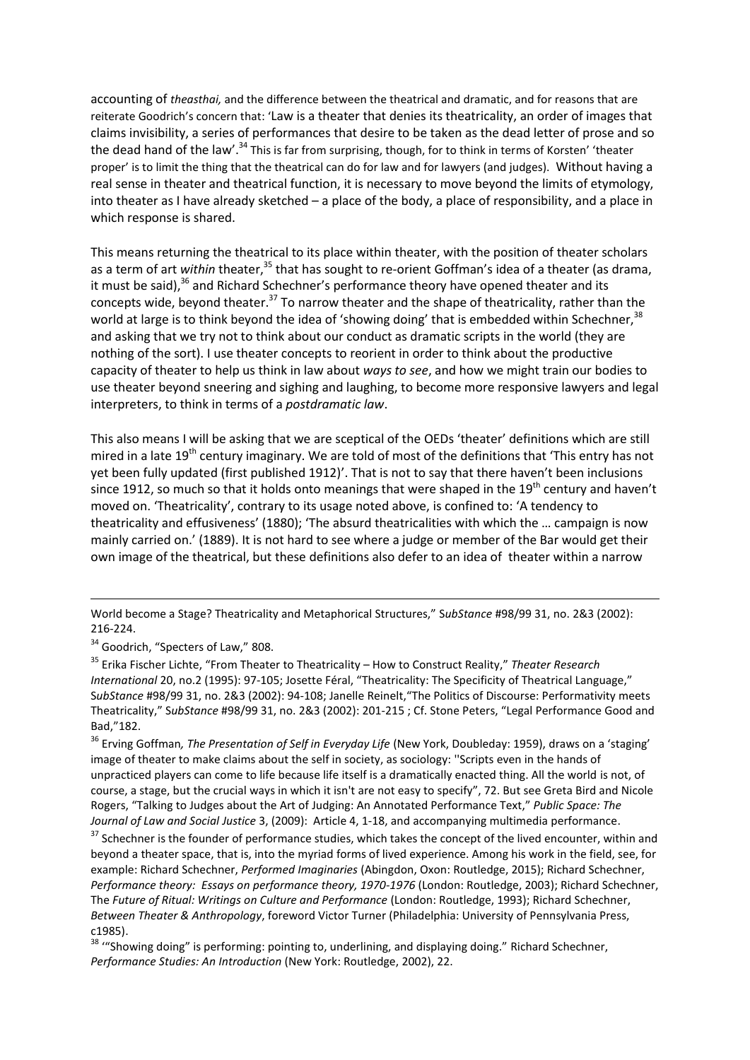accounting of *theasthai,* and the difference between the theatrical and dramatic, and for reasons that are reiterate Goodrich's concern that: 'Law is a theater that denies its theatricality, an order of images that claims invisibility, a series of performances that desire to be taken as the dead letter of prose and so the dead hand of the law'.[34] This is far from surprising, though, for to think in terms of Korsten' 'theater proper' is to limit the thing that the theatrical can do for law and for lawyers (and judges). Without having a real sense in theater and theatrical function, it is necessary to move beyond the limits of etymology, into theater as I have already sketched – a place of the body, a place of responsibility, and a place in which response is shared.

This means returning the theatrical to its place within theater, with the position of theater scholars as a term of art *within* theater,[35] that has sought to re-orient Goffman's idea of a theater (as drama, it must be said),[36] and Richard Schechner's performance theory and the shape of theatricality, rather than the world at large is to think beyond the idea of 'showing doing' that is embedded within Schechner,[38] and asking that we try not to think about our conduct as dramatic scripts in the world (they are nothing of the sort). I use theater concepts to reorient in order to think about the productive capacity of theater to help us think in law about *ways to see*, and how we might train our bodies to use theater beyond sneering and sighing and laughing, to become more responsive lawyers and legal interpreters, to think in terms of a *postdramatic law*.

This also means I will be asking that we are sceptical of the OEDs 'theater' definitions which are still mired in a late 19th century imaginary. We are told of most of the definitions that 'This entry has not yet been fully updated (first published 1912)'. That is not to say that there haven't been inclusions since 1912, so much so that it holds onto meanings that were shaped in the 19th century and haven't moved on. 'Theatricality', contrary to its usage noted above, is confined to: 'A tendency to theatricality and effusiveness' (1880); 'The absurd theatricalities with which the … campaign is now mainly carried on.' (1889). It is not hard to see where a judge or member of the Bar would get their own image of the theatrical, but these definitions also defer to an idea of theater within a narrow

---

World become a Stage? Theatricality and Metaphorical Structures," S*ubStance* #98/99 31, no. 2&3 (2002): 216-224.

[34] Goodrich, "Specters of Law," 808.

[35] Erika Fischer Lichte, "From Theater to Theatricality – How to Construct Reality," *Theater Research International* 20, no.2 (1995): 97-105; Josette Féral, "Theatricality: The Specificity of Theatrical Language," S*ubStance* #98/99 31, no. 2&3 (2002): 94-108; Janelle Reinelt,"The Politics of Discourse: Performativity meets Theatricality," S*ubStance* #98/99 31, no. 2&3 (2002): 201-215 ; Cf. Stone Peters, "Legal Performance Good and Bad,"182.

[36] Erving Goffman*, The Presentation of Self in Everyday Life* (New York, Doubleday: 1959), draws on a 'staging' image of theater to make claims about the self in society, as sociology: ''Scripts even in the hands of unpracticed players can come to life because life itself is a dramatically enacted thing. All the world is not, of course, a stage, but the crucial ways in which it isn't are not easy to specify", 72. But see Greta Bird and Nicole Rogers, "Talking to Judges about the Art of Judging: An Annotated Performance Text," *Public Space: The Journal of Law and Social Justice* 3, (2009): Article 4, 1-18, and accompanying multimedia performance.

[37] Schechner is the founder of performance studies, which takes the concept of the lived encounter, within and beyond a theater space, that is, into the myriad forms of lived experience. Among his work in the field, see, for example: Richard Schechner, *Performed Imaginaries* (Abingdon, Oxon: Routledge, 2015); Richard Schechner, *Performance theory: Essays on performance theory, 1970-1976* (London: Routledge, 2003); Richard Schechner, The *Future of Ritual: Writings on Culture and Performance* (London: Routledge, 1993); Richard Schechner, *Between Theater & Anthropology*, foreword Victor Turner (Philadelphia: University of Pennsylvania Press, c1985).

[38] '"Showing doing" is performing: pointing to, underlining, and displaying doing." Richard Schechner, *Performance Studies: An Introduction* (New York: Routledge, 2002), 22.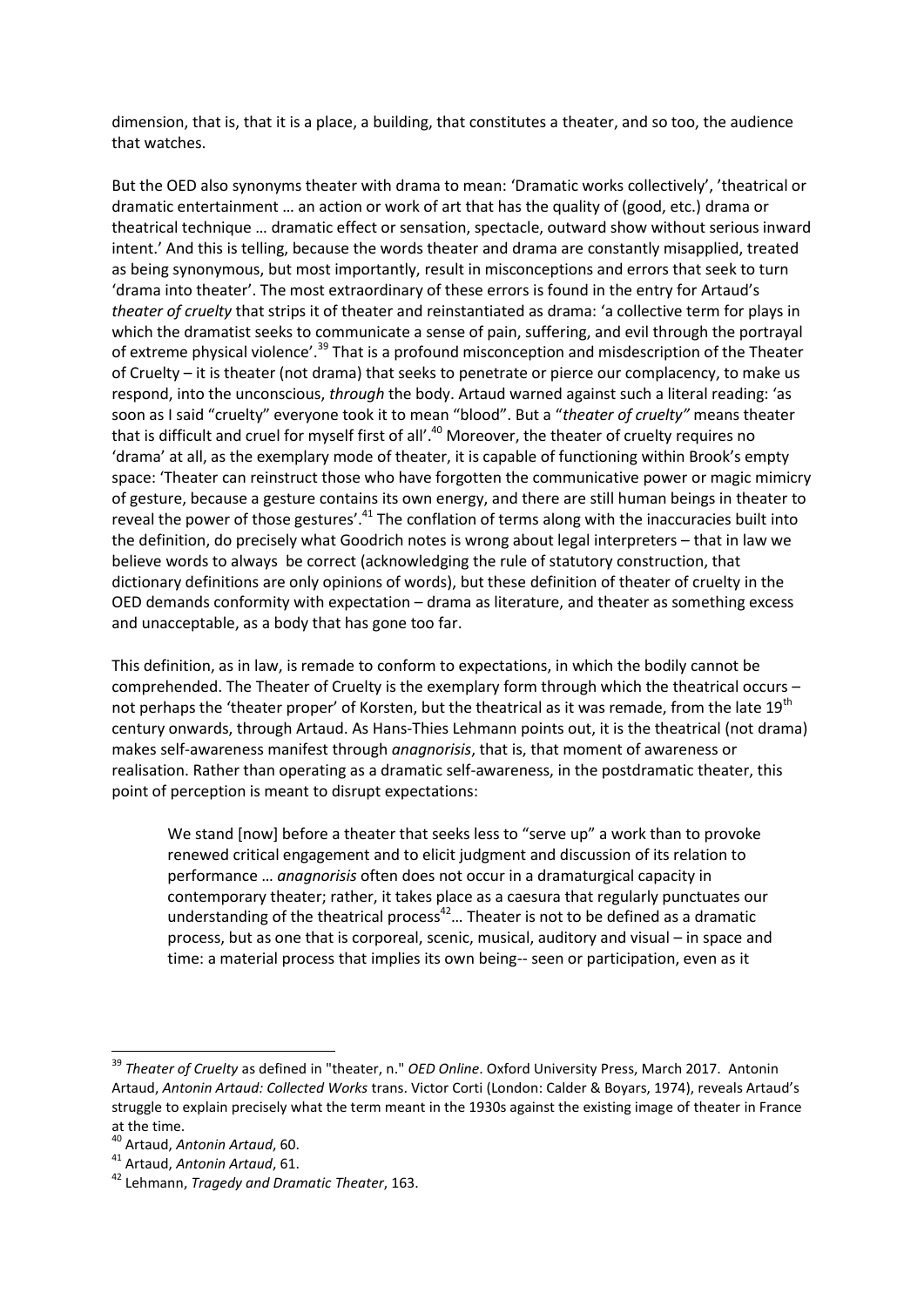dimension, that is, that it is a place, a building, that constitutes a theater, and so too, the audience that watches.

But the OED also synonyms theater with drama to mean: 'Dramatic works collectively', 'theatrical or dramatic entertainment … an action or work of art that has the quality of (good, etc.) drama or theatrical technique … dramatic effect or sensation, spectacle, outward show without serious inward intent.' And this is telling, because the words theater and drama are constantly misapplied, treated as being synonymous, but most importantly, result in misconceptions and errors that seek to turn 'drama into theater'. The most extraordinary of these errors is found in the entry for Artaud's *theater of cruelty* that strips it of theater and reinstantiated as drama: 'a collective term for plays in which the dramatist seeks to communicate a sense of pain, suffering, and evil through the portrayal of extreme physical violence'.[39] That is a profound misconception and misdescription of the Theater of Cruelty – it is theater (not drama) that seeks to penetrate or pierce our complacency, to make us respond, into the unconscious, *through* the body. Artaud warned against such a literal reading: 'as soon as I said "cruelty" everyone took it to mean "blood". But a "*theater of cruelty"* means theater that is difficult and cruel for myself first of all'.[40] Moreover, the theater of cruelty requires no 'drama' at all, as the exemplary mode of theater, it is capable of functioning within Brook's empty space: 'Theater can reinstruct those who have forgotten the communicative power or magic mimicry of gesture, because a gesture contains its own energy, and there are still human beings in theater to reveal the power of those gestures'.[41] The conflation of terms along with the inaccuracies built into the definition, do precisely what Goodrich notes is wrong about legal interpreters – that in law we believe words to always be correct (acknowledging the rule of statutory construction, that dictionary definitions are only opinions of words), but these definition of theater of cruelty in the OED demands conformity with expectation – drama as literature, and theater as something excess and unacceptable, as a body that has gone too far.

This definition, as in law, is remade to conform to expectations, in which the bodily cannot be comprehended. The Theater of Cruelty is the exemplary form through which the theatrical occurs – not perhaps the 'theater proper' of Korsten, but the theatrical as it was remade, from the late 19th century onwards, through Artaud. As Hans-Thies Lehmann points out, it is the theatrical (not drama) makes self-awareness manifest through *anagnorisis*, that is, that moment of awareness or realisation. Rather than operating as a dramatic self-awareness, in the postdramatic theater, this point of perception is meant to disrupt expectations:

> We stand [now] before a theater that seeks less to "serve up" a work than to provoke renewed critical engagement and to elicit judgment and discussion of its relation to performance … *anagnorisis* often does not occur in a dramaturgical capacity in contemporary theater; rather, it takes place as a caesura that regularly punctuates our understanding of the theatrical process[42]… Theater is not to be defined as a dramatic process, but as one that is corporeal, scenic, musical, auditory and visual – in space and time: a material process that implies its own being-- seen or participation, even as it

---

[39] *Theater of Cruelty* as defined in "theater, n." *OED Online*. Oxford University Press, March 2017. Antonin Artaud, *Antonin Artaud: Collected Works* trans. Victor Corti (London: Calder & Boyars, 1974), reveals Artaud's struggle to explain precisely what the term meant in the 1930s against the existing image of theater in France at the time.

[40] Artaud, *Antonin Artaud*, 60.

[41] Artaud, *Antonin Artaud*, 61.

[42] Lehmann, *Tragedy and Dramatic Theater*, 163.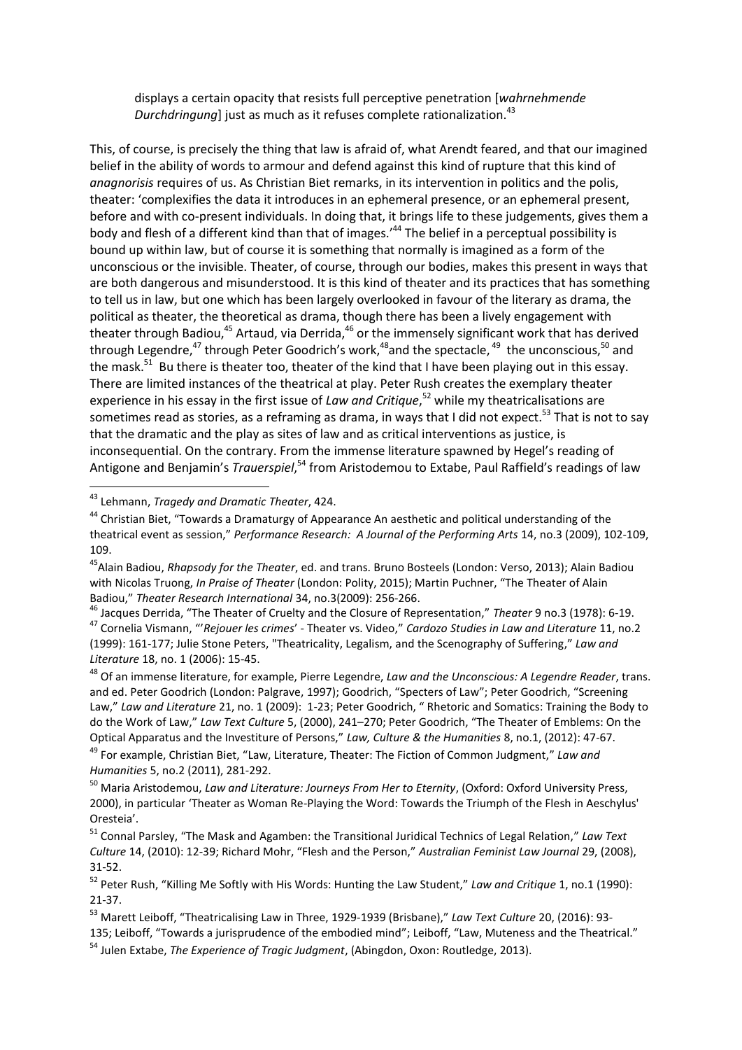displays a certain opacity that resists full perceptive penetration [*wahrnehmende Durchdringung*] just as much as it refuses complete rationalization.[43]

This, of course, is precisely the thing that law is afraid of, what Arendt feared, and that our imagined belief in the ability of words to armour and defend against this kind of rupture that this kind of *anagnorisis* requires of us. As Christian Biet remarks, in its intervention in politics and the polis, theater: 'complexifies the data it introduces in an ephemeral presence, or an ephemeral present, before and with co-present individuals. In doing that, it brings life to these judgements, gives them a body and flesh of a different kind than that of images.'[44] The belief in a perceptual possibility is bound up within law, but of course it is something that normally is imagined as a form of the unconscious or the invisible. Theater, of course, through our bodies, makes this present in ways that are both dangerous and misunderstood. It is this kind of theater and its practices that has something to tell us in law, but one which has been largely overlooked in favour of the literary as drama, the political as theater, the theoretical as drama, though there has been a lively engagement with theater through Badiou,[45] Artaud, via Derrida,[46] or the immensely significant work that has derived through Legendre,[47] through Peter Goodrich's work,[48] and the spectacle,[49] the unconscious,[50] and the mask.[51] Bu there is theater too, theater of the kind that I have been playing out in this essay. There are limited instances of the theatrical at play. Peter Rush creates the exemplary theater experience in his essay in the first issue of *Law and Critique*,[52] while my theatricalisations are sometimes read as stories, as a reframing as law as drama, in ways that I did not expect.[53] That is not to say that the dramatic and the play as sites of law and as critical interventions as justice, is inconsequential. On the contrary. From the immense literature spawned by Hegel's reading of Antigone and Benjamin's *Trauerspiel*,[54] from Aristodemou to Extabe, Paul Raffield's readings of law

---

[43] Lehmann, *Tragedy and Dramatic Theater*, 424.

[44] Christian Biet, "Towards a Dramaturgy of Appearance An aesthetic and political understanding of the theatrical event as session," *Performance Research: A Journal of the Performing Arts* 14, no.3 (2009), 102-109, 109.

[45] Alain Badiou, *Rhapsody for the Theater*, ed. and trans. Bruno Bosteels (London: Verso, 2013); Alain Badiou with Nicolas Truong, *In Praise of Theater* (London: Polity, 2015); Martin Puchner, "The Theater of Alain Badiou," *Theater Research International* 34, no.3(2009): 256-266.

[46] Jacques Derrida, "The Theater of Cruelty and the Closure of Representation," *Theater* 9 no.3 (1978): 6-19.

[47] Cornelia Vismann, "'*Rejouer les crimes*' - Theater vs. Video," *Cardozo Studies in Law and Literature* 11, no.2 (1999): 161-177; Julie Stone Peters, "Theatricality, Legalism, and the Scenography of Suffering," *Law and Literature* 18, no. 1 (2006): 15-45.

[48] Of an immense literature, for example, Pierre Legendre, *Law and the Unconscious: A Legendre Reader*, trans. and ed. Peter Goodrich (London: Palgrave, 1997); Goodrich, "Specters of Law"; Peter Goodrich, "Screening Law," *Law and Literature* 21, no. 1 (2009): 1-23; Peter Goodrich, " Rhetoric and Somatics: Training the Body to do the Work of Law," *Law Text Culture* 5, (2000), 241–270; Peter Goodrich, "The Theater of Emblems: On the Optical Apparatus and the Investiture of Persons," *Law, Culture & the Humanities* 8, no.1, (2012): 47-67.

[49] For example, Christian Biet, "Law, Literature, Theater: The Fiction of Common Judgment," *Law and Humanities* 5, no.2 (2011), 281-292.

[50] Maria Aristodemou, *Law and Literature: Journeys From Her to Eternity*, (Oxford: Oxford University Press, 2000), in particular 'Theater as Woman Re-Playing the Word: Towards the Triumph of the Flesh in Aeschylus' Oresteia'.

[51] Connal Parsley, "The Mask and Agamben: the Transitional Juridical Technics of Legal Relation," *Law Text Culture* 14, (2010): 12-39; Richard Mohr, "Flesh and the Person," *Australian Feminist Law Journal* 29, (2008), 31-52.

[52] Peter Rush, "Killing Me Softly with His Words: Hunting the Law Student," *Law and Critique* 1, no.1 (1990): 21-37.

[53] Marett Leiboff, "Theatricalising Law in Three, 1929-1939 (Brisbane)," *Law Text Culture* 20, (2016): 93-135; Leiboff, "Towards a jurisprudence of the embodied mind"; Leiboff, "Law, Muteness and the Theatrical."

[54] Julen Extabe, *The Experience of Tragic Judgment*, (Abingdon, Oxon: Routledge, 2013).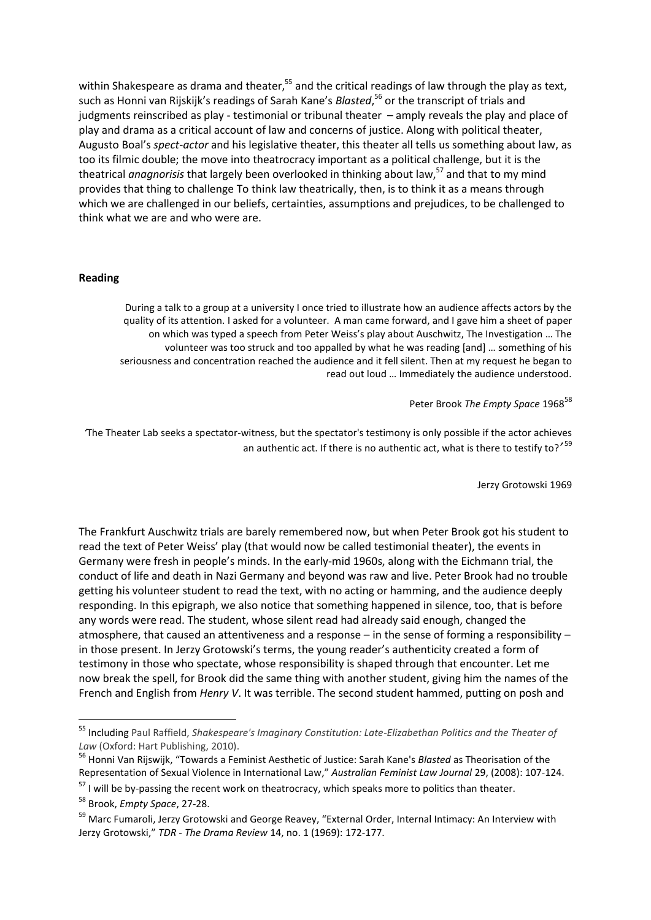within Shakespeare as drama and theater,[55] and the critical readings of law through the play as text, such as Honni van Rijskijk's readings of Sarah Kane's *Blasted*,[56] or the transcript of trials and judgments reinscribed as play - testimonial or tribunal theater – amply reveals the play and place of play and drama as a critical account of law and concerns of justice. Along with political theater, Augusto Boal's *spect-actor* and his legislative theater, this theater all tells us something about law, as too its filmic double; the move into theatrocracy important as a political challenge, but it is the theatrical *anagnorisis* that largely been overlooked in thinking about law,[57] and that to my mind provides that thing to challenge To think law theatrically, then, is to think it as a means through which we are challenged in our beliefs, certainties, assumptions and prejudices, to be challenged to think what we are and who were are.

**Reading**

> During a talk to a group at a university I once tried to illustrate how an audience affects actors by the quality of its attention. I asked for a volunteer. A man came forward, and I gave him a sheet of paper on which was typed a speech from Peter Weiss's play about Auschwitz, The Investigation … The volunteer was too struck and too appalled by what he was reading [and] … something of his seriousness and concentration reached the audience and it fell silent. Then at my request he began to read out loud … Immediately the audience understood.
>
> Peter Brook *The Empty Space* 1968[58]

> 'The Theater Lab seeks a spectator-witness, but the spectator's testimony is only possible if the actor achieves an authentic act. If there is no authentic act, what is there to testify to?'[59]
>
> Jerzy Grotowski 1969

The Frankfurt Auschwitz trials are barely remembered now, but when Peter Brook got his student to read the text of Peter Weiss' play (that would now be called testimonial theater), the events in Germany were fresh in people's minds. In the early-mid 1960s, along with the Eichmann trial, the conduct of life and death in Nazi Germany and beyond was raw and live. Peter Brook had no trouble getting his volunteer student to read the text, with no acting or hamming, and the audience deeply responding. In this epigraph, we also notice that something happened in silence, too, that is before any words were read. The student, whose silent read had already said enough, changed the atmosphere, that caused an attentiveness and a response – in the sense of forming a responsibility – in those present. In Jerzy Grotowski's terms, the young reader's authenticity created a form of testimony in those who spectate, whose responsibility is shaped through that encounter. Let me now break the spell, for Brook did the same thing with another student, giving him the names of the French and English from *Henry V*. It was terrible. The second student hammed, putting on posh and

---

[55] Including Paul Raffield, *Shakespeare's Imaginary Constitution: Late-Elizabethan Politics and the Theater of Law* (Oxford: Hart Publishing, 2010).

[56] Honni Van Rijswijk, "Towards a Feminist Aesthetic of Justice: Sarah Kane's *Blasted* as Theorisation of the Representation of Sexual Violence in International Law," *Australian Feminist Law Journal* 29, (2008): 107-124.

[57] I will be by-passing the recent work on theatrocracy, which speaks more to politics than theater.

[58] Brook, *Empty Space*, 27-28.

[59] Marc Fumaroli, Jerzy Grotowski and George Reavey, "External Order, Internal Intimacy: An Interview with Jerzy Grotowski," *TDR - The Drama Review* 14, no. 1 (1969): 172-177.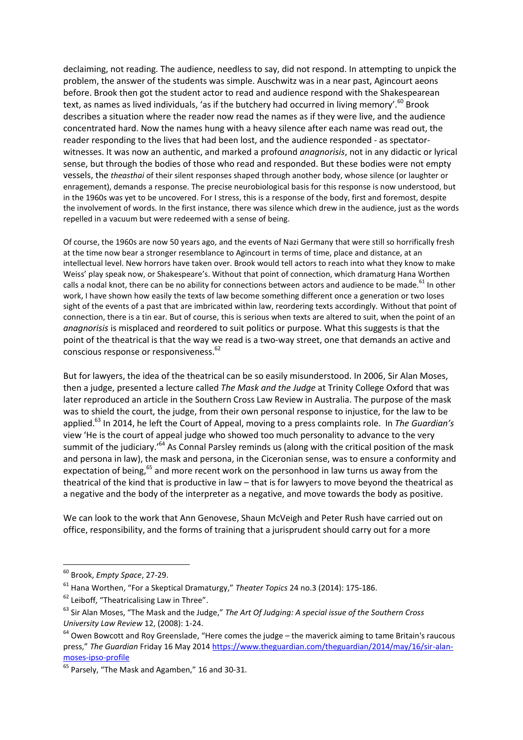declaiming, not reading. The audience, needless to say, did not respond. In attempting to unpick the problem, the answer of the students was simple. Auschwitz was in a near past, Agincourt aeons before. Brook then got the student actor to read and audience respond with the Shakespearean text, as names as lived individuals, 'as if the butchery had occurred in living memory'.[60] Brook describes a situation where the reader now read the names as if they were live, and the audience concentrated hard. Now the names hung with a heavy silence after each name was read out, the reader responding to the lives that had been lost, and the audience responded - as spectator-witnesses. It was now an authentic, and marked a profound *anagnorisis*, not in any didactic or lyrical sense, but through the bodies of those who read and responded. But these bodies were not empty vessels, the *theasthai* of their silent responses shaped through another body, whose silence (or laughter or enragement), demands a response. The precise neurobiological basis for this response is now understood, but in the 1960s was yet to be uncovered. For I stress, this is a response of the body, first and foremost, despite the involvement of words. In the first instance, there was silence which drew in the audience, just as the words repelled in a vacuum but were redeemed with a sense of being.

Of course, the 1960s are now 50 years ago, and the events of Nazi Germany that were still so horrifically fresh at the time now bear a stronger resemblance to Agincourt in terms of time, place and distance, at an intellectual level. New horrors have taken over. Brook would tell actors to reach into what they know to make Weiss' play speak now, or Shakespeare's. Without that point of connection, which dramaturg Hana Worthen calls a nodal knot, there can be no ability for connections between actors and audience to be made.[61] In other work, I have shown how easily the texts of law become something different once a generation or two loses sight of the events of a past that are imbricated within law, reordering texts accordingly. Without that point of connection, there is a tin ear. But of course, this is serious when texts are altered to suit, when the point of an *anagnorisis* is misplaced and reordered to suit politics or purpose. What this suggests is that the point of the theatrical is that the way we read is a two-way street, one that demands an active and conscious response or responsiveness.[62]

But for lawyers, the idea of the theatrical can be so easily misunderstood. In 2006, Sir Alan Moses, then a judge, presented a lecture called *The Mask and the Judge* at Trinity College Oxford that was later reproduced an article in the Southern Cross Law Review in Australia. The purpose of the mask was to shield the court, the judge, from their own personal response to injustice, for the law to be applied.[63] In 2014, he left the Court of Appeal, moving to a press complaints role. In *The Guardian's* view 'He is the court of appeal judge who showed too much personality to advance to the very summit of the judiciary.'[64] As Connal Parsley reminds us (along with the critical position of the mask and persona in law), the mask and persona, in the Ciceronian sense, was to ensure a conformity and expectation of being,[65] and more recent work on the personhood in law turns us away from the theatrical of the kind that is productive in law – that is for lawyers to move beyond the theatrical as a negative and the body of the interpreter as a negative, and move towards the body as positive.

We can look to the work that Ann Genovese, Shaun McVeigh and Peter Rush have carried out on office, responsibility, and the forms of training that a jurisprudent should carry out for a more

---

[60] Brook, *Empty Space*, 27-29.

[61] Hana Worthen, "For a Skeptical Dramaturgy," *Theater Topics* 24 no.3 (2014): 175-186.

[62] Leiboff, "Theatricalising Law in Three".

[63] Sir Alan Moses, "The Mask and the Judge," *The Art Of Judging: A special issue of the Southern Cross University Law Review* 12, (2008): 1-24.

[64] Owen Bowcott and Roy Greenslade, "Here comes the judge – the maverick aiming to tame Britain's raucous press," *The Guardian* Friday 16 May 2014 https://www.theguardian.com/theguardian/2014/may/16/sir-alan-moses-ipso-profile

[65] Parsely, "The Mask and Agamben," 16 and 30-31.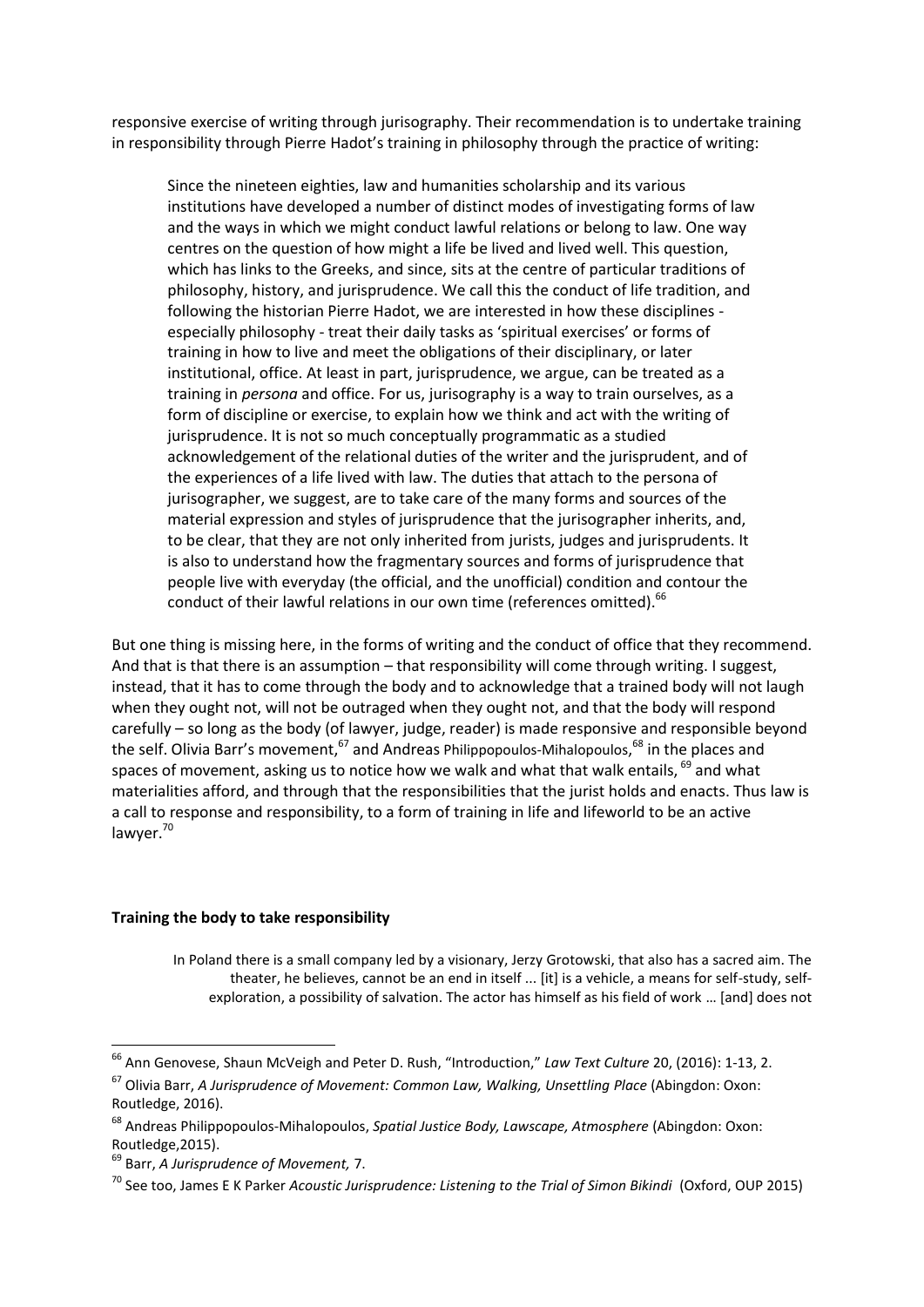responsive exercise of writing through jurisography. Their recommendation is to undertake training in responsibility through Pierre Hadot's training in philosophy through the practice of writing:

> Since the nineteen eighties, law and humanities scholarship and its various institutions have developed a number of distinct modes of investigating forms of law and the ways in which we might conduct lawful relations or belong to law. One way centres on the question of how might a life be lived and lived well. This question, which has links to the Greeks, and since, sits at the centre of particular traditions of philosophy, history, and jurisprudence. We call this the conduct of life tradition, and following the historian Pierre Hadot, we are interested in how these disciplines - especially philosophy - treat their daily tasks as 'spiritual exercises' or forms of training in how to live and meet the obligations of their disciplinary, or later institutional, office. At least in part, jurisprudence, we argue, can be treated as a training in *persona* and office. For us, jurisography is a way to train ourselves, as a form of discipline or exercise, to explain how we think and act with the writing of jurisprudence. It is not so much conceptually programmatic as a studied acknowledgement of the relational duties of the writer and the jurisprudent, and of the experiences of a life lived with law. The duties that attach to the persona of jurisographer, we suggest, are to take care of the many forms and sources of the material expression and styles of jurisprudence that the jurisographer inherits, and, to be clear, that they are not only inherited from jurists, judges and jurisprudents. It is also to understand how the fragmentary sources and forms of jurisprudence that people live with everyday (the official, and the unofficial) condition and contour the conduct of their lawful relations in our own time (references omitted).[66]

But one thing is missing here, in the forms of writing and the conduct of office that they recommend. And that is that there is an assumption – that responsibility will come through writing. I suggest, instead, that it has to come through the body and to acknowledge that a trained body will not laugh when they ought not, will not be outraged when they ought not, and that the body will respond carefully – so long as the body (of lawyer, judge, reader) is made responsive and responsible beyond the self. Olivia Barr's movement,[67] and Andreas Philippopoulos-Mihalopoulos,[68] in the places and spaces of movement, asking us to notice how we walk and what that walk entails,[69] and what materialities afford, and through that the responsibilities that the jurist holds and enacts. Thus law is a call to response and responsibility, to a form of training in life and lifeworld to be an active lawyer.[70]

**Training the body to take responsibility**

> In Poland there is a small company led by a visionary, Jerzy Grotowski, that also has a sacred aim. The theater, he believes, cannot be an end in itself ... [it] is a vehicle, a means for self-study, self-exploration, a possibility of salvation. The actor has himself as his field of work … [and] does not

---

[66] Ann Genovese, Shaun McVeigh and Peter D. Rush, "Introduction," *Law Text Culture* 20, (2016): 1-13, 2.

[67] Olivia Barr, *A Jurisprudence of Movement: Common Law, Walking, Unsettling Place* (Abingdon: Oxon: Routledge, 2016).

[68] Andreas Philippopoulos-Mihalopoulos, *Spatial Justice Body, Lawscape, Atmosphere* (Abingdon: Oxon: Routledge,2015).

[69] Barr, *A Jurisprudence of Movement,* 7.

[70] See too, James E K Parker *Acoustic Jurisprudence: Listening to the Trial of Simon Bikindi* (Oxford, OUP 2015)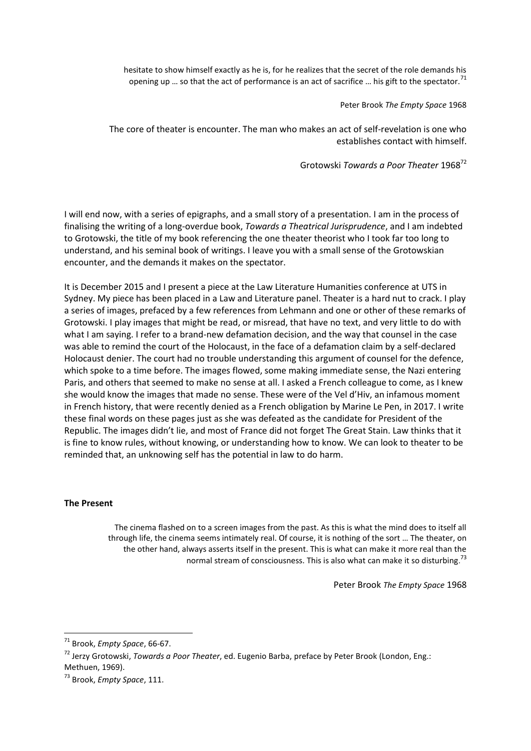> hesitate to show himself exactly as he is, for he realizes that the secret of the role demands his opening up … so that the act of performance is an act of sacrifice … his gift to the spectator.[71]
>
> Peter Brook *The Empty Space* 1968

> The core of theater is encounter. The man who makes an act of self-revelation is one who establishes contact with himself.
>
> Grotowski *Towards a Poor Theater* 1968[72]

I will end now, with a series of epigraphs, and a small story of a presentation. I am in the process of finalising the writing of a long-overdue book, *Towards a Theatrical Jurisprudence*, and I am indebted to Grotowski, the title of my book referencing the one theater theorist who I took far too long to understand, and his seminal book of writings. I leave you with a small sense of the Grotowskian encounter, and the demands it makes on the spectator.

It is December 2015 and I present a piece at the Law Literature Humanities conference at UTS in Sydney. My piece has been placed in a Law and Literature panel. Theater is a hard nut to crack. I play a series of images, prefaced by a few references from Lehmann and one or other of these remarks of Grotowski. I play images that might be read, or misread, that have no text, and very little to do with what I am saying. I refer to a brand-new defamation decision, and the way that counsel in the case was able to remind the court of the Holocaust, in the face of a defamation claim by a self-declared Holocaust denier. The court had no trouble understanding this argument of counsel for the defence, which spoke to a time before. The images flowed, some making immediate sense, the Nazi entering Paris, and others that seemed to make no sense at all. I asked a French colleague to come, as I knew she would know the images that made no sense. These were of the Vel d'Hiv, an infamous moment in French history, that were recently denied as a French obligation by Marine Le Pen, in 2017. I write these final words on these pages just as she was defeated as the candidate for President of the Republic. The images didn't lie, and most of France did not forget The Great Stain. Law thinks that it is fine to know rules, without knowing, or understanding how to know. We can look to theater to be reminded that, an unknowing self has the potential in law to do harm.

**The Present**

> The cinema flashed on to a screen images from the past. As this is what the mind does to itself all through life, the cinema seems intimately real. Of course, it is nothing of the sort … The theater, on the other hand, always asserts itself in the present. This is what can make it more real than the normal stream of consciousness. This is also what can make it so disturbing.[73]
>
> Peter Brook *The Empty Space* 1968

---

[71] Brook, *Empty Space*, 66-67.

[72] Jerzy Grotowski, *Towards a Poor Theater*, ed. Eugenio Barba, preface by Peter Brook (London, Eng.: Methuen, 1969).

[73] Brook, *Empty Space*, 111.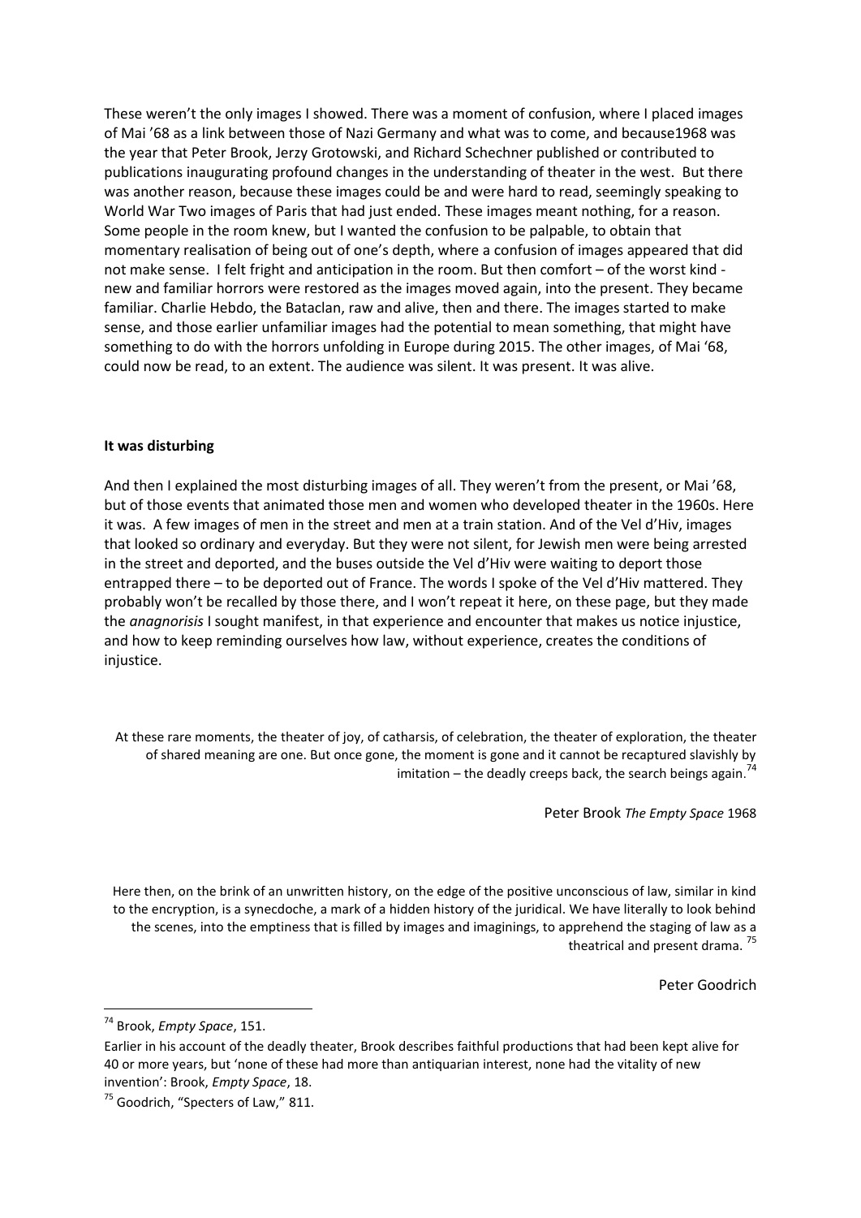These weren't the only images I showed. There was a moment of confusion, where I placed images of Mai '68 as a link between those of Nazi Germany and what was to come, and because1968 was the year that Peter Brook, Jerzy Grotowski, and Richard Schechner published or contributed to publications inaugurating profound changes in the understanding of theater in the west. But there was another reason, because these images could be and were hard to read, seemingly speaking to World War Two images of Paris that had just ended. These images meant nothing, for a reason. Some people in the room knew, but I wanted the confusion to be palpable, to obtain that momentary realisation of being out of one's depth, where a confusion of images appeared that did not make sense. I felt fright and anticipation in the room. But then comfort – of the worst kind - new and familiar horrors were restored as the images moved again, into the present. They became familiar. Charlie Hebdo, the Bataclan, raw and alive, then and there. The images started to make sense, and those earlier unfamiliar images had the potential to mean something, that might have something to do with the horrors unfolding in Europe during 2015. The other images, of Mai '68, could now be read, to an extent. The audience was silent. It was present. It was alive.

**It was disturbing**

And then I explained the most disturbing images of all. They weren't from the present, or Mai '68, but of those events that animated those men and women who developed theater in the 1960s. Here it was. A few images of men in the street and men at a train station. And of the Vel d'Hiv, images that looked so ordinary and everyday. But they were not silent, for Jewish men were being arrested in the street and deported, and the buses outside the Vel d'Hiv were waiting to deport those entrapped there – to be deported out of France. The words I spoke of the Vel d'Hiv mattered. They probably won't be recalled by those there, and I won't repeat it here, on these page, but they made the *anagnorisis* I sought manifest, in that experience and encounter that makes us notice injustice, and how to keep reminding ourselves how law, without experience, creates the conditions of injustice.

> At these rare moments, the theater of joy, of catharsis, of celebration, the theater of exploration, the theater of shared meaning are one. But once gone, the moment is gone and it cannot be recaptured slavishly by imitation – the deadly creeps back, the search beings again.[74]
>
> Peter Brook *The Empty Space* 1968

> Here then, on the brink of an unwritten history, on the edge of the positive unconscious of law, similar in kind to the encryption, is a synecdoche, a mark of a hidden history of the juridical. We have literally to look behind the scenes, into the emptiness that is filled by images and imaginings, to apprehend the staging of law as a theatrical and present drama.[75]
>
> Peter Goodrich

---

[74] Brook, *Empty Space*, 151.

Earlier in his account of the deadly theater, Brook describes faithful productions that had been kept alive for 40 or more years, but 'none of these had more than antiquarian interest, none had the vitality of new invention': Brook, *Empty Space*, 18.

[75] Goodrich, "Specters of Law," 811.